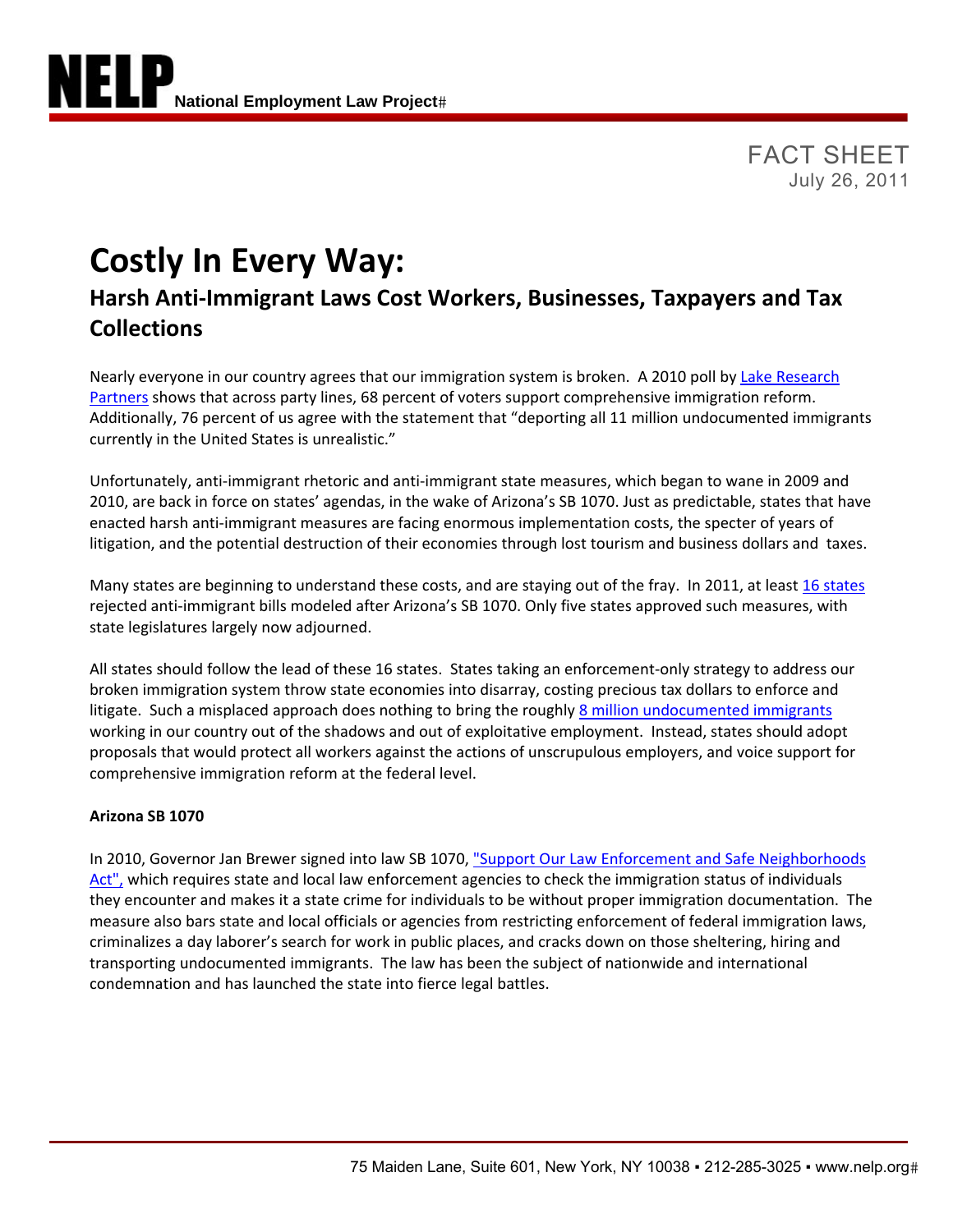**NELP** National Employment Law Project

FACT SHEET
July 26, 2011

# Costly In Every Way:

## Harsh Anti-Immigrant Laws Cost Workers, Businesses, Taxpayers and Tax Collections

Nearly everyone in our country agrees that our immigration system is broken. A 2010 poll by Lake Research Partners shows that across party lines, 68 percent of voters support comprehensive immigration reform. Additionally, 76 percent of us agree with the statement that "deporting all 11 million undocumented immigrants currently in the United States is unrealistic."

Unfortunately, anti-immigrant rhetoric and anti-immigrant state measures, which began to wane in 2009 and 2010, are back in force on states' agendas, in the wake of Arizona's SB 1070. Just as predictable, states that have enacted harsh anti-immigrant measures are facing enormous implementation costs, the specter of years of litigation, and the potential destruction of their economies through lost tourism and business dollars and taxes.

Many states are beginning to understand these costs, and are staying out of the fray. In 2011, at least 16 states rejected anti-immigrant bills modeled after Arizona's SB 1070. Only five states approved such measures, with state legislatures largely now adjourned.

All states should follow the lead of these 16 states. States taking an enforcement-only strategy to address our broken immigration system throw state economies into disarray, costing precious tax dollars to enforce and litigate. Such a misplaced approach does nothing to bring the roughly 8 million undocumented immigrants working in our country out of the shadows and out of exploitative employment. Instead, states should adopt proposals that would protect all workers against the actions of unscrupulous employers, and voice support for comprehensive immigration reform at the federal level.

**Arizona SB 1070**

In 2010, Governor Jan Brewer signed into law SB 1070, "Support Our Law Enforcement and Safe Neighborhoods Act", which requires state and local law enforcement agencies to check the immigration status of individuals they encounter and makes it a state crime for individuals to be without proper immigration documentation. The measure also bars state and local officials or agencies from restricting enforcement of federal immigration laws, criminalizes a day laborer's search for work in public places, and cracks down on those sheltering, hiring and transporting undocumented immigrants. The law has been the subject of nationwide and international condemnation and has launched the state into fierce legal battles.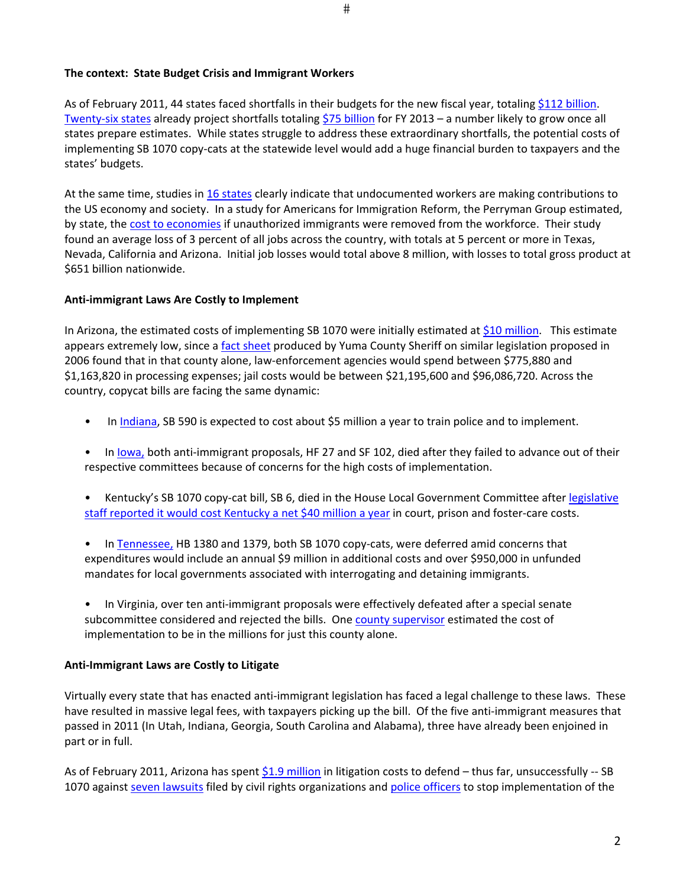### The context: State Budget Crisis and Immigrant Workers

As of February 2011, 44 states faced shortfalls in their budgets for the new fiscal year, totaling $112 billion. Twenty-six states already project shortfalls totaling $75 billion for FY 2013 – a number likely to grow once all states prepare estimates. While states struggle to address these extraordinary shortfalls, the potential costs of implementing SB 1070 copy-cats at the statewide level would add a huge financial burden to taxpayers and the states' budgets.

At the same time, studies in 16 states clearly indicate that undocumented workers are making contributions to the US economy and society. In a study for Americans for Immigration Reform, the Perryman Group estimated, by state, the cost to economies if unauthorized immigrants were removed from the workforce. Their study found an average loss of 3 percent of all jobs across the country, with totals at 5 percent or more in Texas, Nevada, California and Arizona. Initial job losses would total above 8 million, with losses to total gross product at $651 billion nationwide.

### Anti-immigrant Laws Are Costly to Implement

In Arizona, the estimated costs of implementing SB 1070 were initially estimated at $10 million. This estimate appears extremely low, since a fact sheet produced by Yuma County Sheriff on similar legislation proposed in 2006 found that in that county alone, law-enforcement agencies would spend between $775,880 and $1,163,820 in processing expenses; jail costs would be between $21,195,600 and $96,086,720. Across the country, copycat bills are facing the same dynamic:

- In Indiana, SB 590 is expected to cost about $5 million a year to train police and to implement.
- In Iowa, both anti-immigrant proposals, HF 27 and SF 102, died after they failed to advance out of their respective committees because of concerns for the high costs of implementation.
- Kentucky's SB 1070 copy-cat bill, SB 6, died in the House Local Government Committee after legislative staff reported it would cost Kentucky a net $40 million a year in court, prison and foster-care costs.
- In Tennessee, HB 1380 and 1379, both SB 1070 copy-cats, were deferred amid concerns that expenditures would include an annual $9 million in additional costs and over $950,000 in unfunded mandates for local governments associated with interrogating and detaining immigrants.
- In Virginia, over ten anti-immigrant proposals were effectively defeated after a special senate subcommittee considered and rejected the bills. One county supervisor estimated the cost of implementation to be in the millions for just this county alone.

### Anti-Immigrant Laws are Costly to Litigate

Virtually every state that has enacted anti-immigrant legislation has faced a legal challenge to these laws. These have resulted in massive legal fees, with taxpayers picking up the bill. Of the five anti-immigrant measures that passed in 2011 (In Utah, Indiana, Georgia, South Carolina and Alabama), three have already been enjoined in part or in full.

As of February 2011, Arizona has spent $1.9 million in litigation costs to defend – thus far, unsuccessfully -- SB 1070 against seven lawsuits filed by civil rights organizations and police officers to stop implementation of the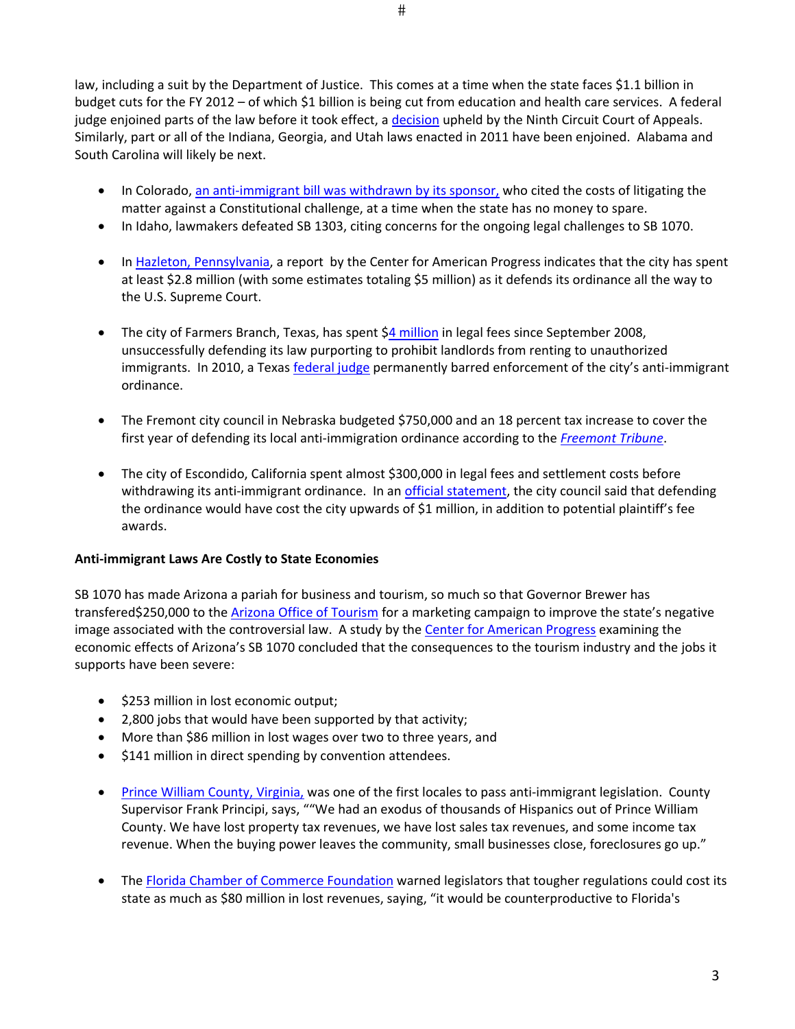law, including a suit by the Department of Justice. This comes at a time when the state faces $1.1 billion in budget cuts for the FY 2012 – of which $1 billion is being cut from education and health care services. A federal judge enjoined parts of the law before it took effect, a decision upheld by the Ninth Circuit Court of Appeals. Similarly, part or all of the Indiana, Georgia, and Utah laws enacted in 2011 have been enjoined. Alabama and South Carolina will likely be next.

- In Colorado, an anti-immigrant bill was withdrawn by its sponsor, who cited the costs of litigating the matter against a Constitutional challenge, at a time when the state has no money to spare.
- In Idaho, lawmakers defeated SB 1303, citing concerns for the ongoing legal challenges to SB 1070.
- In Hazleton, Pennsylvania, a report by the Center for American Progress indicates that the city has spent at least $2.8 million (with some estimates totaling $5 million) as it defends its ordinance all the way to the U.S. Supreme Court.
- The city of Farmers Branch, Texas, has spent $4 million in legal fees since September 2008, unsuccessfully defending its law purporting to prohibit landlords from renting to unauthorized immigrants. In 2010, a Texas federal judge permanently barred enforcement of the city's anti-immigrant ordinance.
- The Fremont city council in Nebraska budgeted $750,000 and an 18 percent tax increase to cover the first year of defending its local anti-immigration ordinance according to the *Freemont Tribune*.
- The city of Escondido, California spent almost $300,000 in legal fees and settlement costs before withdrawing its anti-immigrant ordinance. In an official statement, the city council said that defending the ordinance would have cost the city upwards of $1 million, in addition to potential plaintiff's fee awards.

**Anti-immigrant Laws Are Costly to State Economies**

SB 1070 has made Arizona a pariah for business and tourism, so much so that Governor Brewer has transfered$250,000 to the Arizona Office of Tourism for a marketing campaign to improve the state's negative image associated with the controversial law. A study by the Center for American Progress examining the economic effects of Arizona's SB 1070 concluded that the consequences to the tourism industry and the jobs it supports have been severe:

- $253 million in lost economic output;
- 2,800 jobs that would have been supported by that activity;
- More than $86 million in lost wages over two to three years, and
- $141 million in direct spending by convention attendees.

- Prince William County, Virginia, was one of the first locales to pass anti-immigrant legislation. County Supervisor Frank Principi, says, ""We had an exodus of thousands of Hispanics out of Prince William County. We have lost property tax revenues, we have lost sales tax revenues, and some income tax revenue. When the buying power leaves the community, small businesses close, foreclosures go up."
- The Florida Chamber of Commerce Foundation warned legislators that tougher regulations could cost its state as much as $80 million in lost revenues, saying, "it would be counterproductive to Florida's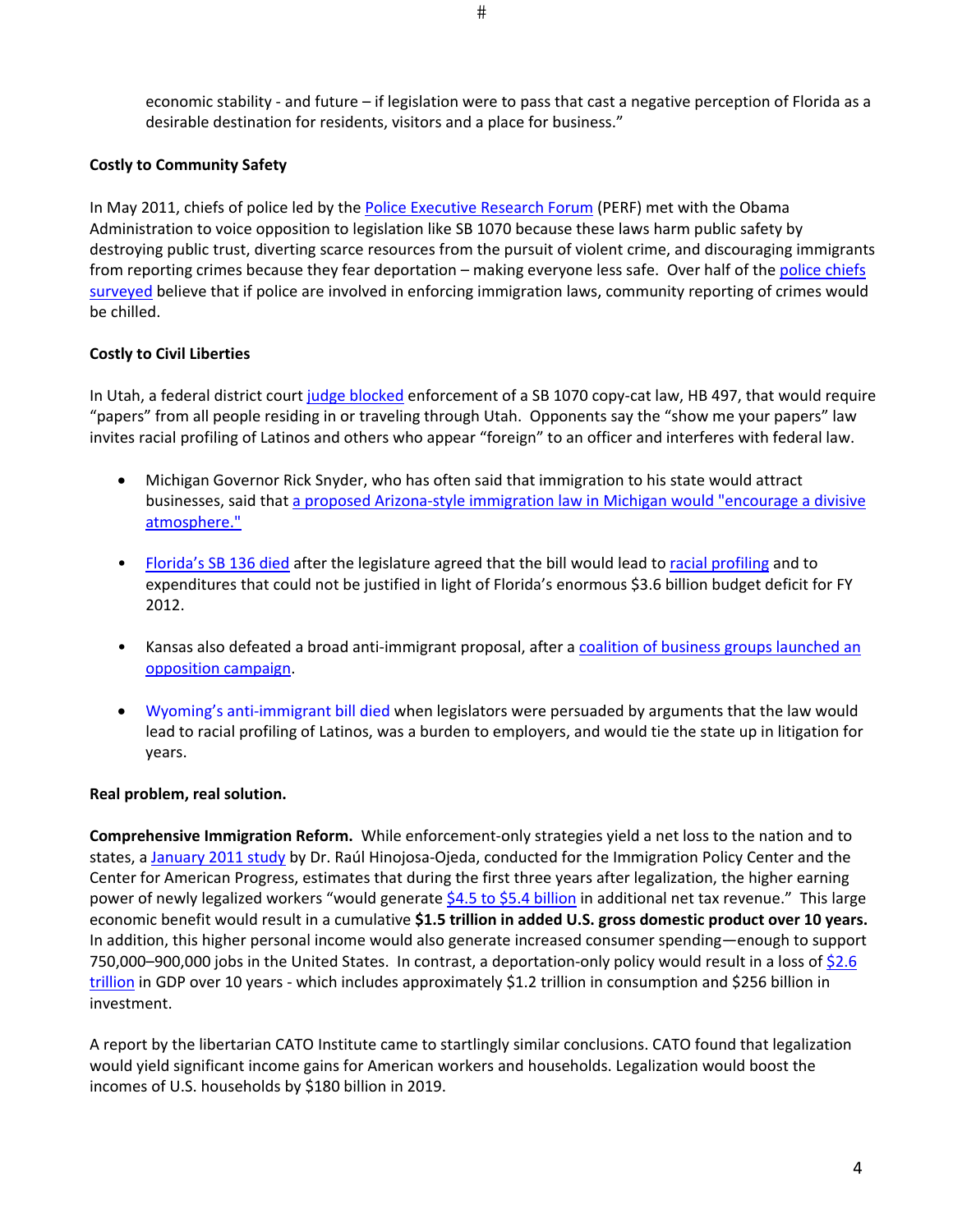economic stability - and future – if legislation were to pass that cast a negative perception of Florida as a desirable destination for residents, visitors and a place for business."

**Costly to Community Safety**

In May 2011, chiefs of police led by the Police Executive Research Forum (PERF) met with the Obama Administration to voice opposition to legislation like SB 1070 because these laws harm public safety by destroying public trust, diverting scarce resources from the pursuit of violent crime, and discouraging immigrants from reporting crimes because they fear deportation – making everyone less safe. Over half of the police chiefs surveyed believe that if police are involved in enforcing immigration laws, community reporting of crimes would be chilled.

**Costly to Civil Liberties**

In Utah, a federal district court judge blocked enforcement of a SB 1070 copy-cat law, HB 497, that would require "papers" from all people residing in or traveling through Utah. Opponents say the "show me your papers" law invites racial profiling of Latinos and others who appear "foreign" to an officer and interferes with federal law.

- Michigan Governor Rick Snyder, who has often said that immigration to his state would attract businesses, said that a proposed Arizona-style immigration law in Michigan would "encourage a divisive atmosphere."

- Florida's SB 136 died after the legislature agreed that the bill would lead to racial profiling and to expenditures that could not be justified in light of Florida's enormous $3.6 billion budget deficit for FY 2012.

- Kansas also defeated a broad anti-immigrant proposal, after a coalition of business groups launched an opposition campaign.

- Wyoming's anti-immigrant bill died when legislators were persuaded by arguments that the law would lead to racial profiling of Latinos, was a burden to employers, and would tie the state up in litigation for years.

**Real problem, real solution.**

**Comprehensive Immigration Reform.** While enforcement-only strategies yield a net loss to the nation and to states, a January 2011 study by Dr. Raúl Hinojosa-Ojeda, conducted for the Immigration Policy Center and the Center for American Progress, estimates that during the first three years after legalization, the higher earning power of newly legalized workers "would generate $4.5 to $5.4 billion in additional net tax revenue." This large economic benefit would result in a cumulative **$1.5 trillion in added U.S. gross domestic product over 10 years.** In addition, this higher personal income would also generate increased consumer spending—enough to support 750,000–900,000 jobs in the United States. In contrast, a deportation-only policy would result in a loss of $2.6 trillion in GDP over 10 years - which includes approximately $1.2 trillion in consumption and $256 billion in investment.

A report by the libertarian CATO Institute came to startlingly similar conclusions. CATO found that legalization would yield significant income gains for American workers and households. Legalization would boost the incomes of U.S. households by $180 billion in 2019.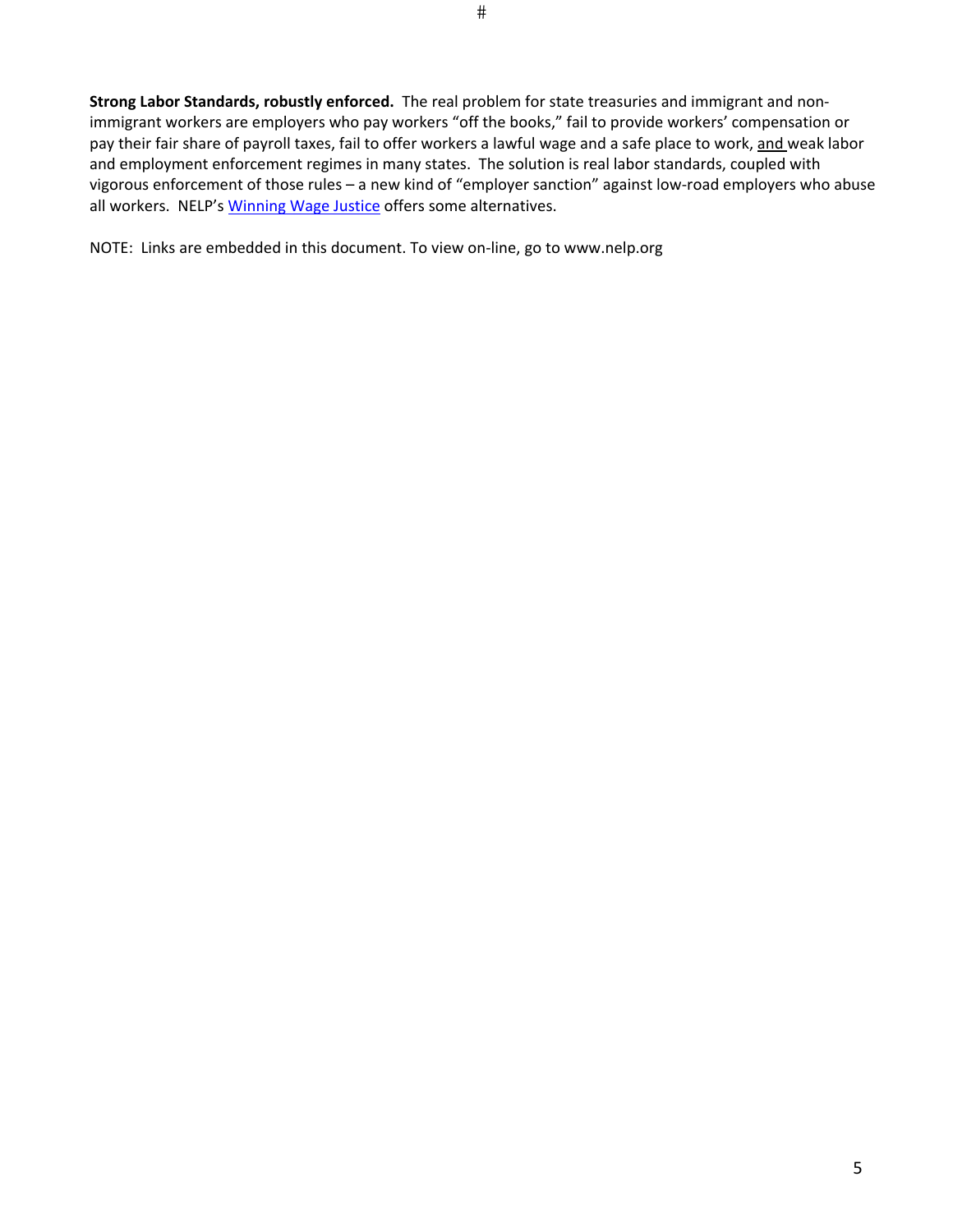#

**Strong Labor Standards, robustly enforced.** The real problem for state treasuries and immigrant and non-immigrant workers are employers who pay workers "off the books," fail to provide workers' compensation or pay their fair share of payroll taxes, fail to offer workers a lawful wage and a safe place to work, and weak labor and employment enforcement regimes in many states. The solution is real labor standards, coupled with vigorous enforcement of those rules – a new kind of "employer sanction" against low-road employers who abuse all workers. NELP's Winning Wage Justice offers some alternatives.

NOTE: Links are embedded in this document. To view on-line, go to www.nelp.org